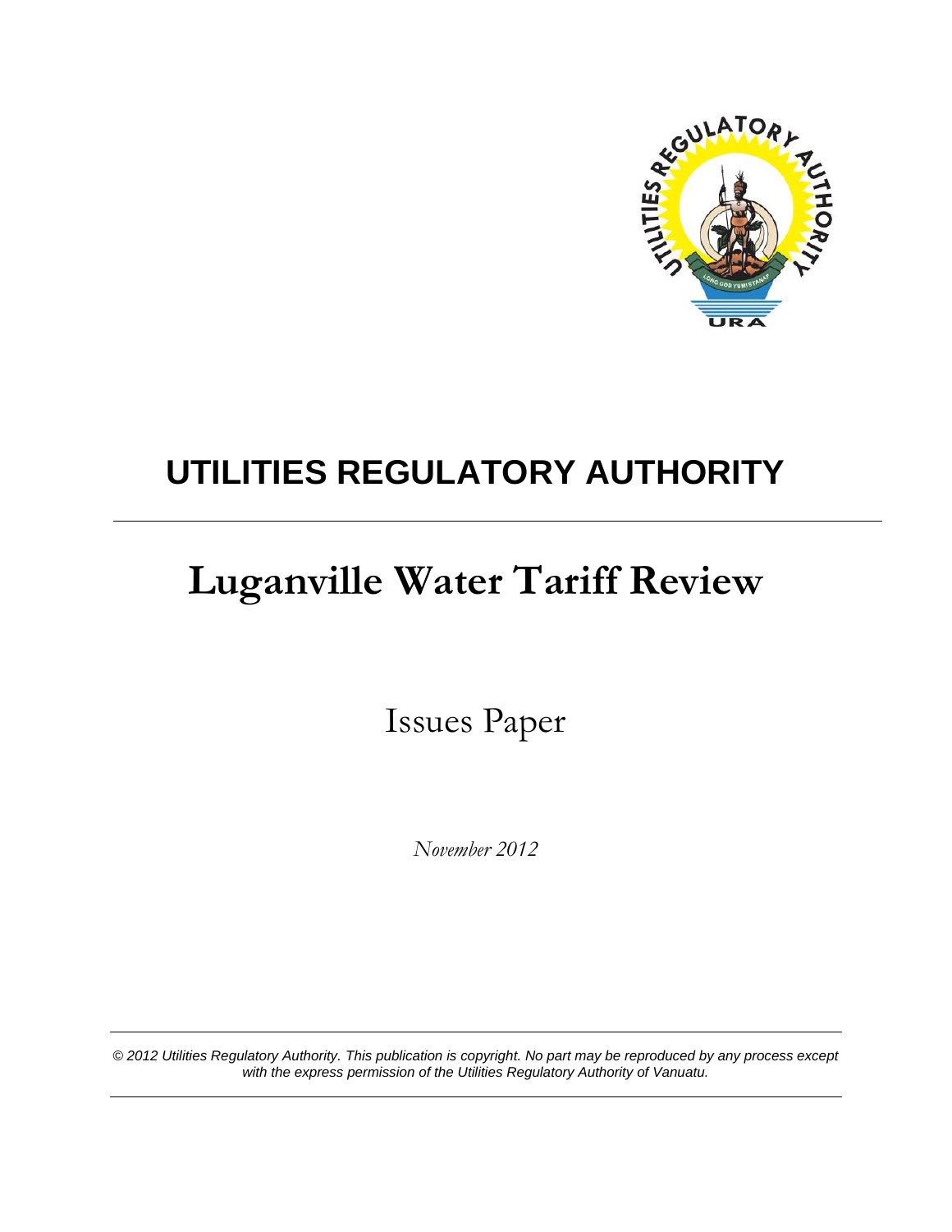# UTILITIES REGULATORY AUTHORITY

# Luganville Water Tariff Review

## Issues Paper

*November 2012*

*© 2012 Utilities Regulatory Authority. This publication is copyright. No part may be reproduced by any process except with the express permission of the Utilities Regulatory Authority of Vanuatu.*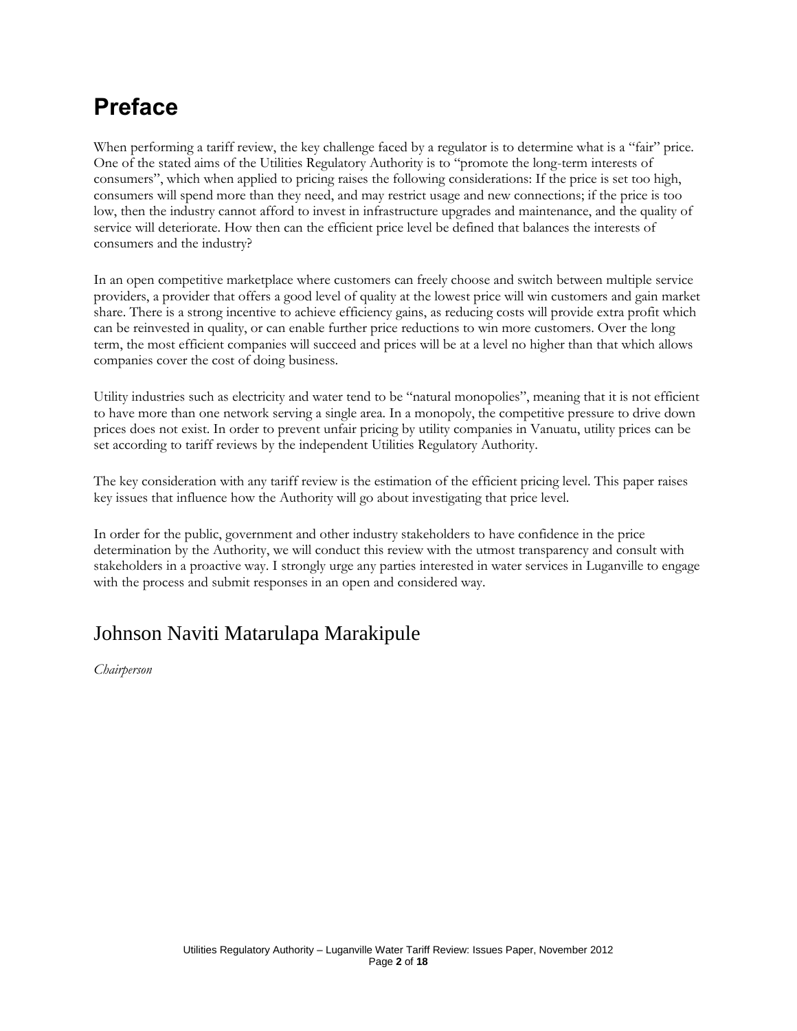# Preface

When performing a tariff review, the key challenge faced by a regulator is to determine what is a "fair" price. One of the stated aims of the Utilities Regulatory Authority is to "promote the long-term interests of consumers", which when applied to pricing raises the following considerations: If the price is set too high, consumers will spend more than they need, and may restrict usage and new connections; if the price is too low, then the industry cannot afford to invest in infrastructure upgrades and maintenance, and the quality of service will deteriorate. How then can the efficient price level be defined that balances the interests of consumers and the industry?

In an open competitive marketplace where customers can freely choose and switch between multiple service providers, a provider that offers a good level of quality at the lowest price will win customers and gain market share. There is a strong incentive to achieve efficiency gains, as reducing costs will provide extra profit which can be reinvested in quality, or can enable further price reductions to win more customers. Over the long term, the most efficient companies will succeed and prices will be at a level no higher than that which allows companies cover the cost of doing business.

Utility industries such as electricity and water tend to be "natural monopolies", meaning that it is not efficient to have more than one network serving a single area. In a monopoly, the competitive pressure to drive down prices does not exist. In order to prevent unfair pricing by utility companies in Vanuatu, utility prices can be set according to tariff reviews by the independent Utilities Regulatory Authority.

The key consideration with any tariff review is the estimation of the efficient pricing level. This paper raises key issues that influence how the Authority will go about investigating that price level.

In order for the public, government and other industry stakeholders to have confidence in the price determination by the Authority, we will conduct this review with the utmost transparency and consult with stakeholders in a proactive way. I strongly urge any parties interested in water services in Luganville to engage with the process and submit responses in an open and considered way.

## Johnson Naviti Matarulapa Marakipule

*Chairperson*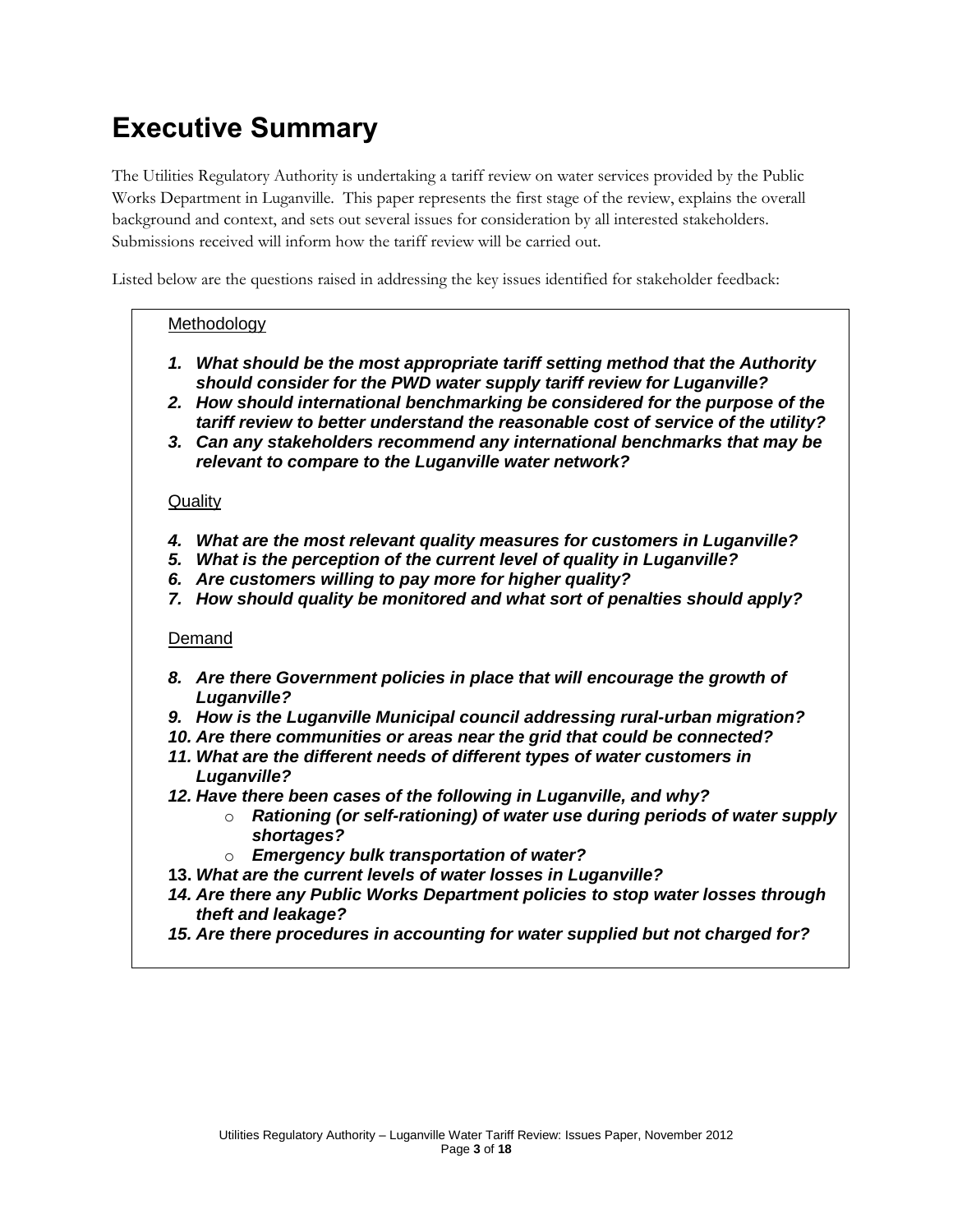# Executive Summary

The Utilities Regulatory Authority is undertaking a tariff review on water services provided by the Public Works Department in Luganville. This paper represents the first stage of the review, explains the overall background and context, and sets out several issues for consideration by all interested stakeholders. Submissions received will inform how the tariff review will be carried out.

Listed below are the questions raised in addressing the key issues identified for stakeholder feedback:

Methodology

1. ***What should be the most appropriate tariff setting method that the Authority should consider for the PWD water supply tariff review for Luganville?***
2. ***How should international benchmarking be considered for the purpose of the tariff review to better understand the reasonable cost of service of the utility?***
3. ***Can any stakeholders recommend any international benchmarks that may be relevant to compare to the Luganville water network?***

Quality

4. ***What are the most relevant quality measures for customers in Luganville?***
5. ***What is the perception of the current level of quality in Luganville?***
6. ***Are customers willing to pay more for higher quality?***
7. ***How should quality be monitored and what sort of penalties should apply?***

Demand

8. ***Are there Government policies in place that will encourage the growth of Luganville?***
9. ***How is the Luganville Municipal council addressing rural-urban migration?***
10. ***Are there communities or areas near the grid that could be connected?***
11. ***What are the different needs of different types of water customers in Luganville?***
12. ***Have there been cases of the following in Luganville, and why?***
    - ***Rationing (or self-rationing) of water use during periods of water supply shortages?***
    - ***Emergency bulk transportation of water?***
13. ***What are the current levels of water losses in Luganville?***
14. ***Are there any Public Works Department policies to stop water losses through theft and leakage?***
15. ***Are there procedures in accounting for water supplied but not charged for?***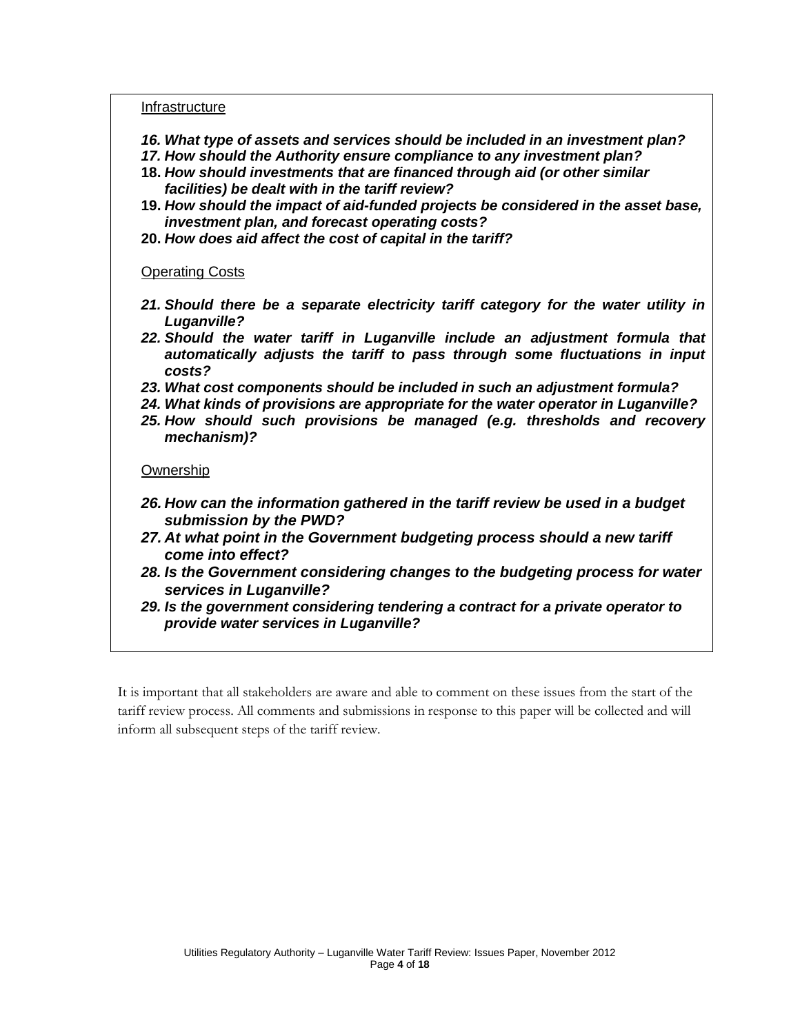Infrastructure

16. ***What type of assets and services should be included in an investment plan?***
17. ***How should the Authority ensure compliance to any investment plan?***
18. ***How should investments that are financed through aid (or other similar facilities) be dealt with in the tariff review?***
19. ***How should the impact of aid-funded projects be considered in the asset base, investment plan, and forecast operating costs?***
20. ***How does aid affect the cost of capital in the tariff?***

Operating Costs

21. ***Should there be a separate electricity tariff category for the water utility in Luganville?***
22. ***Should the water tariff in Luganville include an adjustment formula that automatically adjusts the tariff to pass through some fluctuations in input costs?***
23. ***What cost components should be included in such an adjustment formula?***
24. ***What kinds of provisions are appropriate for the water operator in Luganville?***
25. ***How should such provisions be managed (e.g. thresholds and recovery mechanism)?***

Ownership

26. ***How can the information gathered in the tariff review be used in a budget submission by the PWD?***
27. ***At what point in the Government budgeting process should a new tariff come into effect?***
28. ***Is the Government considering changes to the budgeting process for water services in Luganville?***
29. ***Is the government considering tendering a contract for a private operator to provide water services in Luganville?***

It is important that all stakeholders are aware and able to comment on these issues from the start of the tariff review process. All comments and submissions in response to this paper will be collected and will inform all subsequent steps of the tariff review.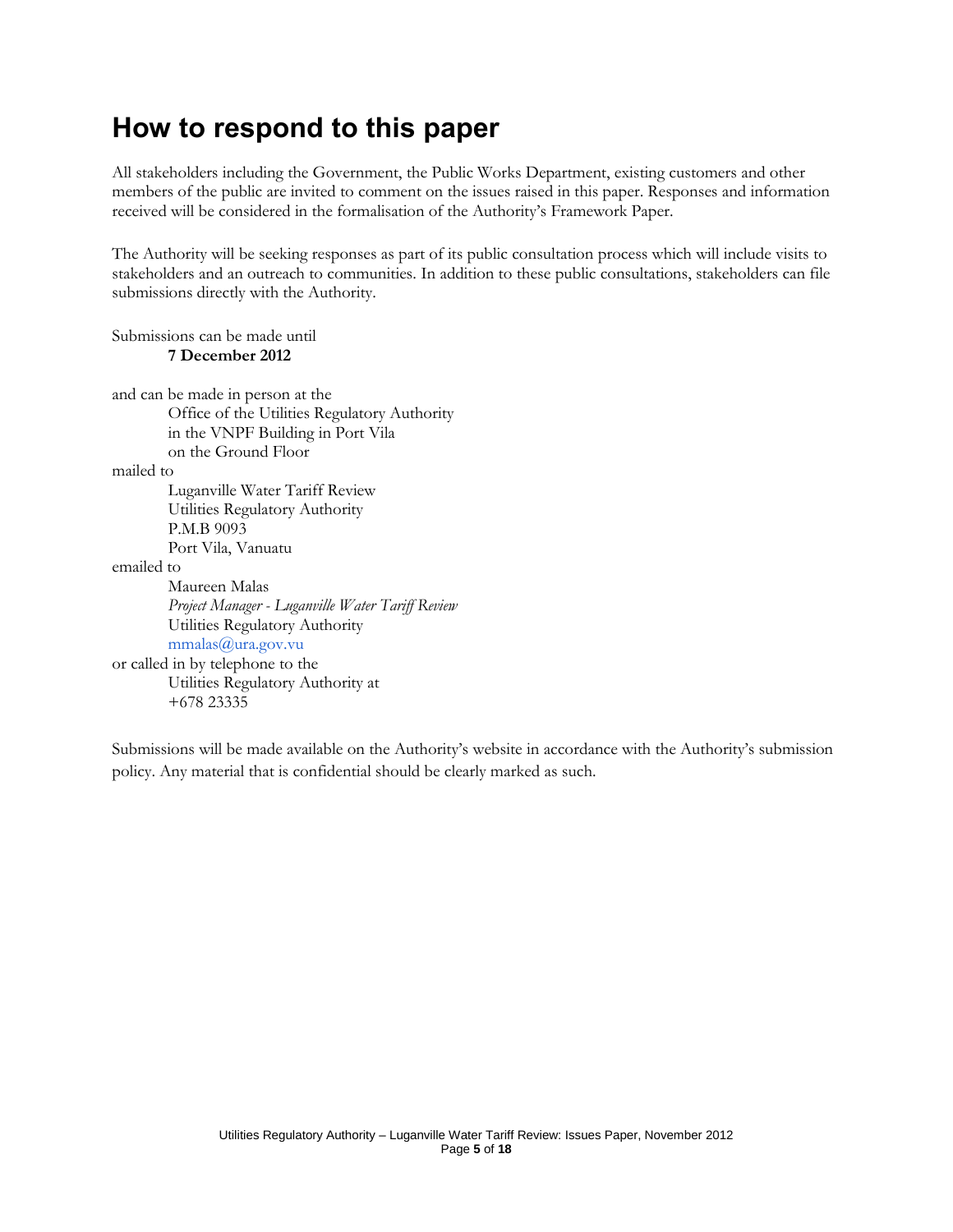# How to respond to this paper

All stakeholders including the Government, the Public Works Department, existing customers and other members of the public are invited to comment on the issues raised in this paper. Responses and information received will be considered in the formalisation of the Authority's Framework Paper.

The Authority will be seeking responses as part of its public consultation process which will include visits to stakeholders and an outreach to communities. In addition to these public consultations, stakeholders can file submissions directly with the Authority.

Submissions can be made until

**7 December 2012**

and can be made in person at the

Office of the Utilities Regulatory Authority
in the VNPF Building in Port Vila
on the Ground Floor

mailed to

Luganville Water Tariff Review
Utilities Regulatory Authority
P.M.B 9093
Port Vila, Vanuatu

emailed to

Maureen Malas
*Project Manager - Luganville Water Tariff Review*
Utilities Regulatory Authority
mmalas@ura.gov.vu

or called in by telephone to the

Utilities Regulatory Authority at
+678 23335

Submissions will be made available on the Authority's website in accordance with the Authority's submission policy. Any material that is confidential should be clearly marked as such.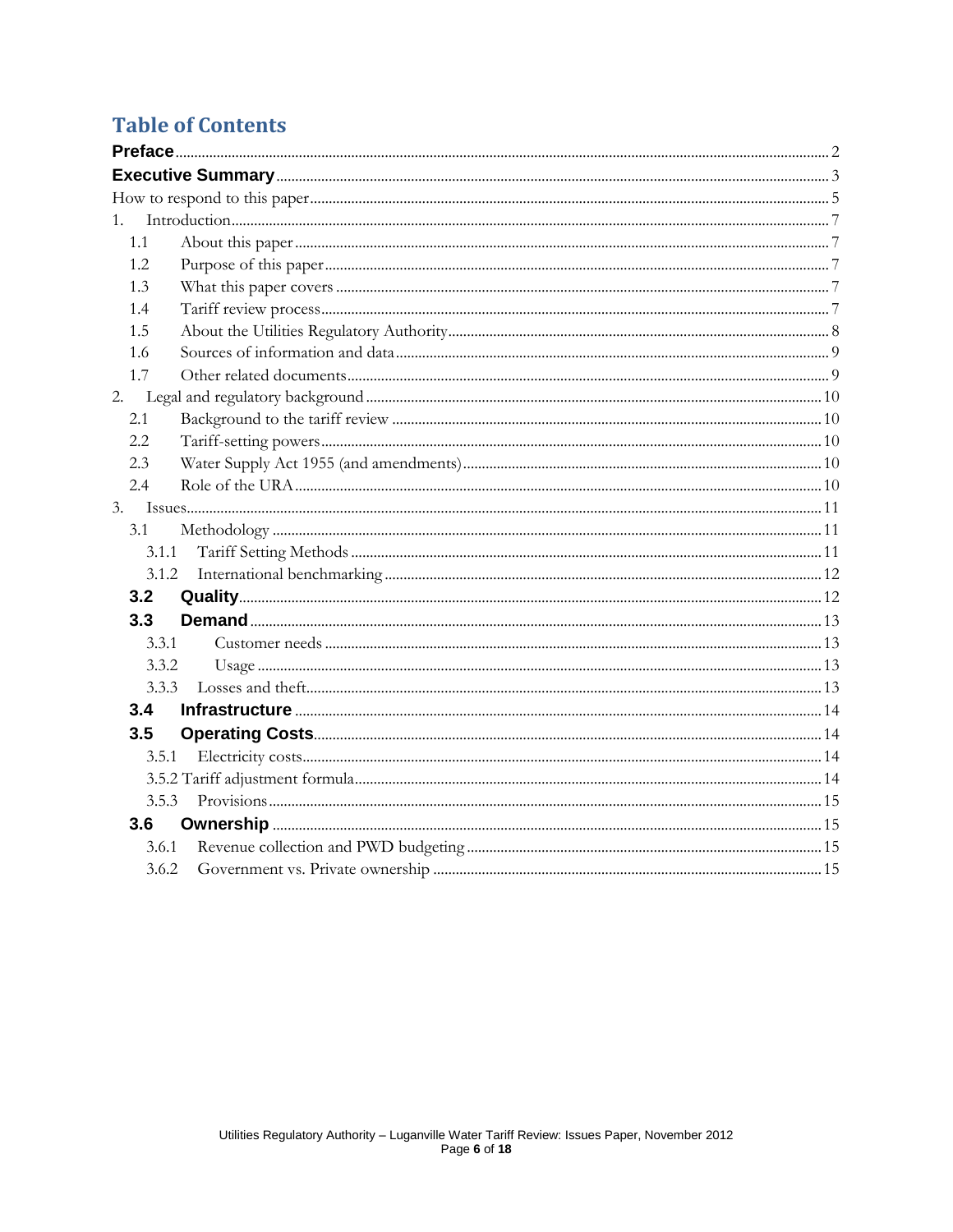# Table of Contents

**Preface** ........ 2

**Executive Summary** ........ 3

How to respond to this paper ........ 5

1. Introduction ........ 7
   - 1.1 About this paper ........ 7
   - 1.2 Purpose of this paper ........ 7
   - 1.3 What this paper covers ........ 7
   - 1.4 Tariff review process ........ 7
   - 1.5 About the Utilities Regulatory Authority ........ 8
   - 1.6 Sources of information and data ........ 9
   - 1.7 Other related documents ........ 9
2. Legal and regulatory background ........ 10
   - 2.1 Background to the tariff review ........ 10
   - 2.2 Tariff-setting powers ........ 10
   - 2.3 Water Supply Act 1955 (and amendments) ........ 10
   - 2.4 Role of the URA ........ 10
3. Issues ........ 11
   - 3.1 Methodology ........ 11
     - 3.1.1 Tariff Setting Methods ........ 11
     - 3.1.2 International benchmarking ........ 12
   - **3.2 Quality** ........ 12
   - **3.3 Demand** ........ 13
     - 3.3.1 Customer needs ........ 13
     - 3.3.2 Usage ........ 13
     - 3.3.3 Losses and theft ........ 13
   - **3.4 Infrastructure** ........ 14
   - **3.5 Operating Costs** ........ 14
     - 3.5.1 Electricity costs ........ 14
     - 3.5.2 Tariff adjustment formula ........ 14
     - 3.5.3 Provisions ........ 15
   - **3.6 Ownership** ........ 15
     - 3.6.1 Revenue collection and PWD budgeting ........ 15
     - 3.6.2 Government vs. Private ownership ........ 15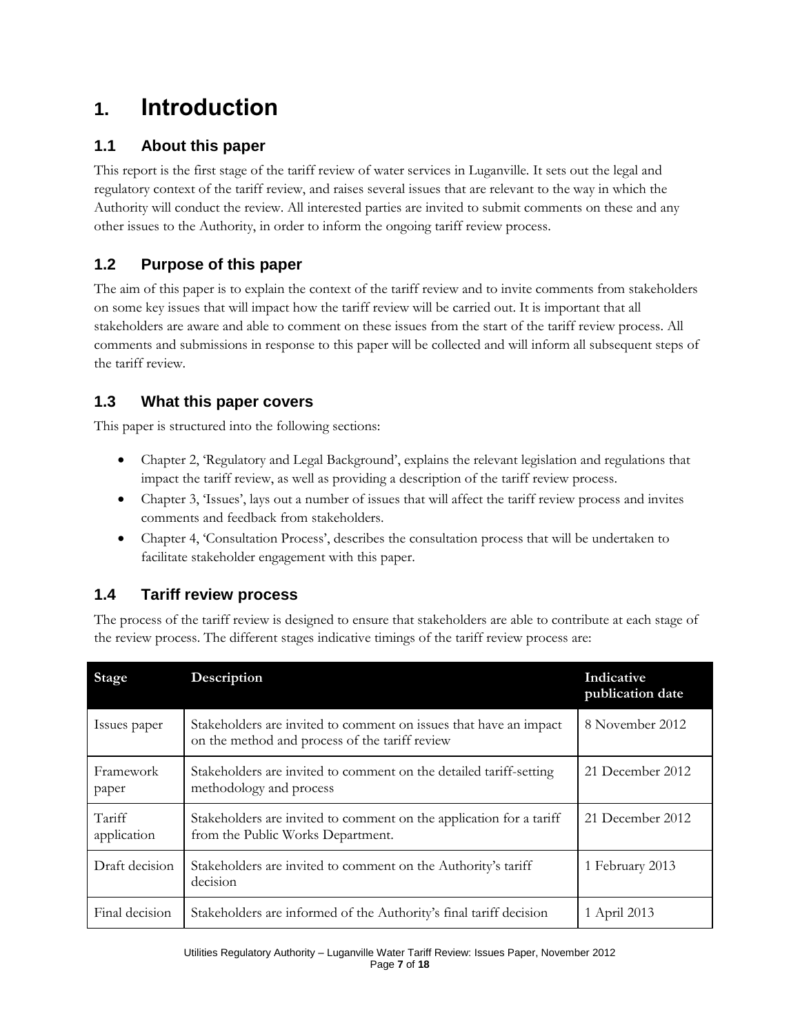# 1. Introduction

## 1.1 About this paper

This report is the first stage of the tariff review of water services in Luganville. It sets out the legal and regulatory context of the tariff review, and raises several issues that are relevant to the way in which the Authority will conduct the review. All interested parties are invited to submit comments on these and any other issues to the Authority, in order to inform the ongoing tariff review process.

## 1.2 Purpose of this paper

The aim of this paper is to explain the context of the tariff review and to invite comments from stakeholders on some key issues that will impact how the tariff review will be carried out. It is important that all stakeholders are aware and able to comment on these issues from the start of the tariff review process. All comments and submissions in response to this paper will be collected and will inform all subsequent steps of the tariff review.

## 1.3 What this paper covers

This paper is structured into the following sections:

- Chapter 2, 'Regulatory and Legal Background', explains the relevant legislation and regulations that impact the tariff review, as well as providing a description of the tariff review process.
- Chapter 3, 'Issues', lays out a number of issues that will affect the tariff review process and invites comments and feedback from stakeholders.
- Chapter 4, 'Consultation Process', describes the consultation process that will be undertaken to facilitate stakeholder engagement with this paper.

## 1.4 Tariff review process

The process of the tariff review is designed to ensure that stakeholders are able to contribute at each stage of the review process. The different stages indicative timings of the tariff review process are:

| Stage | Description | Indicative publication date |
| --- | --- | --- |
| Issues paper | Stakeholders are invited to comment on issues that have an impact on the method and process of the tariff review | 8 November 2012 |
| Framework paper | Stakeholders are invited to comment on the detailed tariff-setting methodology and process | 21 December 2012 |
| Tariff application | Stakeholders are invited to comment on the application for a tariff from the Public Works Department. | 21 December 2012 |
| Draft decision | Stakeholders are invited to comment on the Authority's tariff decision | 1 February 2013 |
| Final decision | Stakeholders are informed of the Authority's final tariff decision | 1 April 2013 |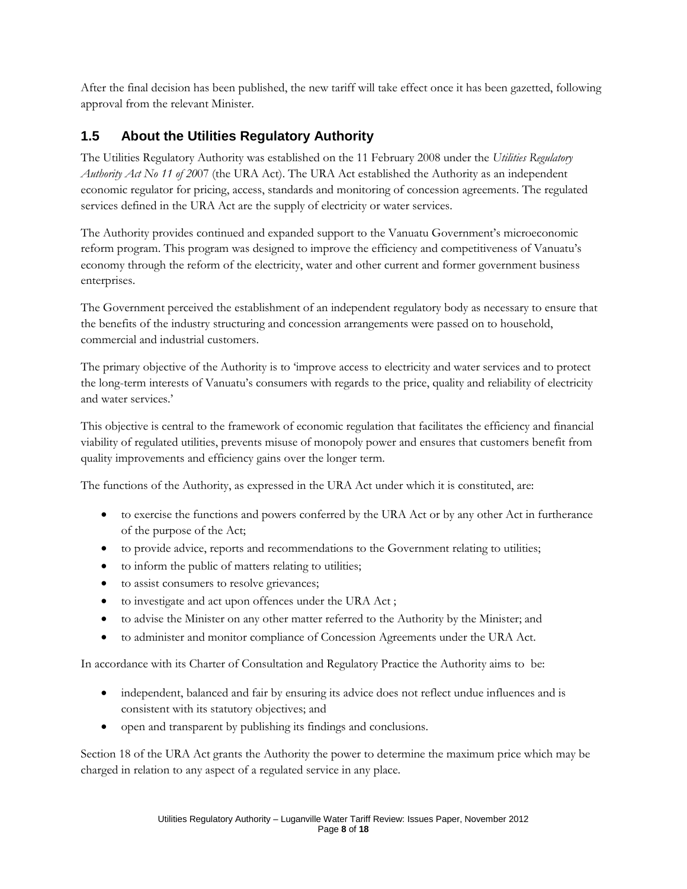After the final decision has been published, the new tariff will take effect once it has been gazetted, following approval from the relevant Minister.

## 1.5 About the Utilities Regulatory Authority

The Utilities Regulatory Authority was established on the 11 February 2008 under the *Utilities Regulatory Authority Act No 11 of 20*07 (the URA Act). The URA Act established the Authority as an independent economic regulator for pricing, access, standards and monitoring of concession agreements. The regulated services defined in the URA Act are the supply of electricity or water services.

The Authority provides continued and expanded support to the Vanuatu Government's microeconomic reform program. This program was designed to improve the efficiency and competitiveness of Vanuatu's economy through the reform of the electricity, water and other current and former government business enterprises.

The Government perceived the establishment of an independent regulatory body as necessary to ensure that the benefits of the industry structuring and concession arrangements were passed on to household, commercial and industrial customers.

The primary objective of the Authority is to 'improve access to electricity and water services and to protect the long-term interests of Vanuatu's consumers with regards to the price, quality and reliability of electricity and water services.'

This objective is central to the framework of economic regulation that facilitates the efficiency and financial viability of regulated utilities, prevents misuse of monopoly power and ensures that customers benefit from quality improvements and efficiency gains over the longer term.

The functions of the Authority, as expressed in the URA Act under which it is constituted, are:

- to exercise the functions and powers conferred by the URA Act or by any other Act in furtherance of the purpose of the Act;
- to provide advice, reports and recommendations to the Government relating to utilities;
- to inform the public of matters relating to utilities;
- to assist consumers to resolve grievances;
- to investigate and act upon offences under the URA Act ;
- to advise the Minister on any other matter referred to the Authority by the Minister; and
- to administer and monitor compliance of Concession Agreements under the URA Act.

In accordance with its Charter of Consultation and Regulatory Practice the Authority aims to be:

- independent, balanced and fair by ensuring its advice does not reflect undue influences and is consistent with its statutory objectives; and
- open and transparent by publishing its findings and conclusions.

Section 18 of the URA Act grants the Authority the power to determine the maximum price which may be charged in relation to any aspect of a regulated service in any place.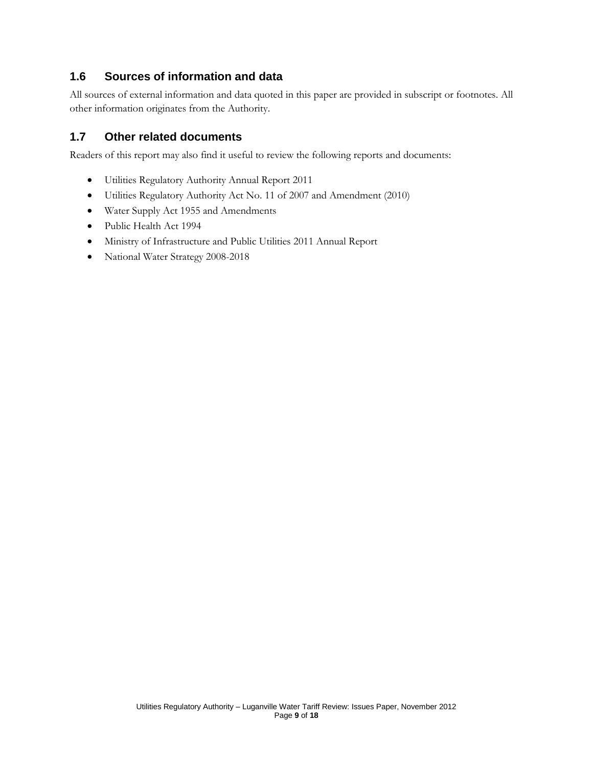## 1.6 Sources of information and data

All sources of external information and data quoted in this paper are provided in subscript or footnotes. All other information originates from the Authority.

## 1.7 Other related documents

Readers of this report may also find it useful to review the following reports and documents:

- Utilities Regulatory Authority Annual Report 2011
- Utilities Regulatory Authority Act No. 11 of 2007 and Amendment (2010)
- Water Supply Act 1955 and Amendments
- Public Health Act 1994
- Ministry of Infrastructure and Public Utilities 2011 Annual Report
- National Water Strategy 2008-2018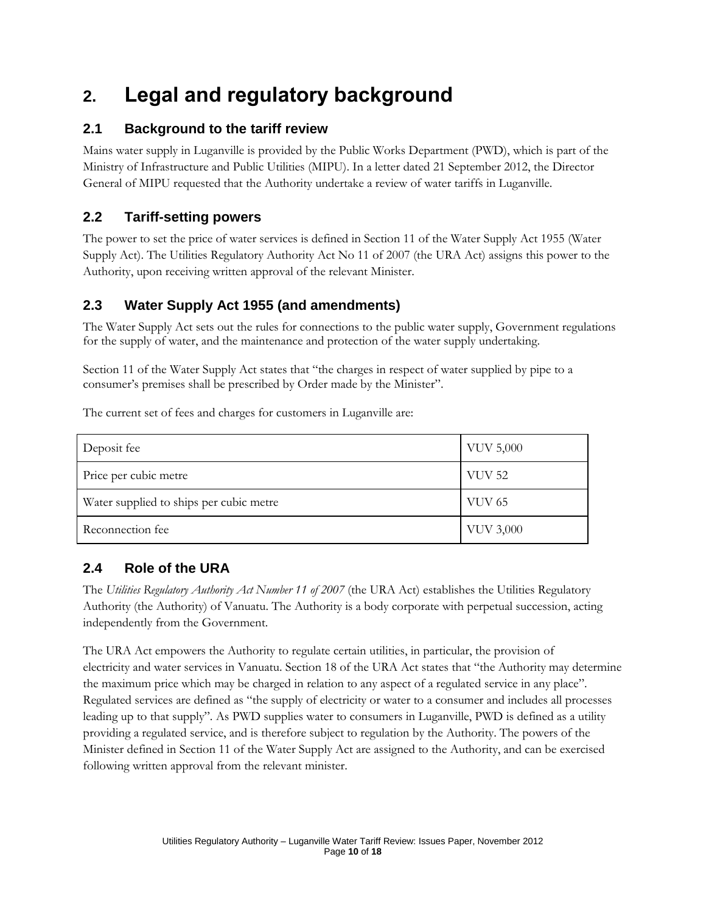# 2. Legal and regulatory background

## 2.1 Background to the tariff review

Mains water supply in Luganville is provided by the Public Works Department (PWD), which is part of the Ministry of Infrastructure and Public Utilities (MIPU). In a letter dated 21 September 2012, the Director General of MIPU requested that the Authority undertake a review of water tariffs in Luganville.

## 2.2 Tariff-setting powers

The power to set the price of water services is defined in Section 11 of the Water Supply Act 1955 (Water Supply Act). The Utilities Regulatory Authority Act No 11 of 2007 (the URA Act) assigns this power to the Authority, upon receiving written approval of the relevant Minister.

## 2.3 Water Supply Act 1955 (and amendments)

The Water Supply Act sets out the rules for connections to the public water supply, Government regulations for the supply of water, and the maintenance and protection of the water supply undertaking.

Section 11 of the Water Supply Act states that "the charges in respect of water supplied by pipe to a consumer's premises shall be prescribed by Order made by the Minister".

The current set of fees and charges for customers in Luganville are:

| | |
|---|---|
| Deposit fee | VUV 5,000 |
| Price per cubic metre | VUV 52 |
| Water supplied to ships per cubic metre | VUV 65 |
| Reconnection fee | VUV 3,000 |

## 2.4 Role of the URA

The *Utilities Regulatory Authority Act Number 11 of 2007* (the URA Act) establishes the Utilities Regulatory Authority (the Authority) of Vanuatu. The Authority is a body corporate with perpetual succession, acting independently from the Government.

The URA Act empowers the Authority to regulate certain utilities, in particular, the provision of electricity and water services in Vanuatu. Section 18 of the URA Act states that "the Authority may determine the maximum price which may be charged in relation to any aspect of a regulated service in any place". Regulated services are defined as "the supply of electricity or water to a consumer and includes all processes leading up to that supply". As PWD supplies water to consumers in Luganville, PWD is defined as a utility providing a regulated service, and is therefore subject to regulation by the Authority. The powers of the Minister defined in Section 11 of the Water Supply Act are assigned to the Authority, and can be exercised following written approval from the relevant minister.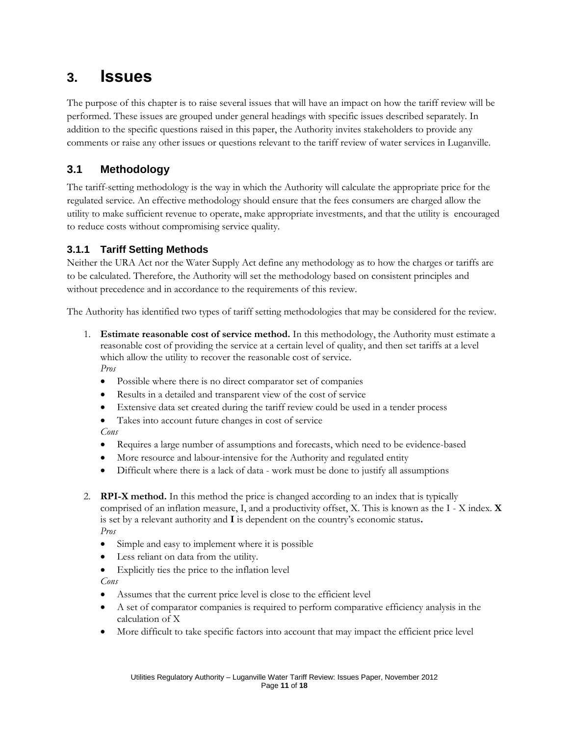# 3. Issues

The purpose of this chapter is to raise several issues that will have an impact on how the tariff review will be performed. These issues are grouped under general headings with specific issues described separately. In addition to the specific questions raised in this paper, the Authority invites stakeholders to provide any comments or raise any other issues or questions relevant to the tariff review of water services in Luganville.

## 3.1 Methodology

The tariff-setting methodology is the way in which the Authority will calculate the appropriate price for the regulated service. An effective methodology should ensure that the fees consumers are charged allow the utility to make sufficient revenue to operate, make appropriate investments, and that the utility is encouraged to reduce costs without compromising service quality.

### 3.1.1 Tariff Setting Methods

Neither the URA Act nor the Water Supply Act define any methodology as to how the charges or tariffs are to be calculated. Therefore, the Authority will set the methodology based on consistent principles and without precedence and in accordance to the requirements of this review.

The Authority has identified two types of tariff setting methodologies that may be considered for the review.

1. **Estimate reasonable cost of service method.** In this methodology, the Authority must estimate a reasonable cost of providing the service at a certain level of quality, and then set tariffs at a level which allow the utility to recover the reasonable cost of service.
   *Pros*
   - Possible where there is no direct comparator set of companies
   - Results in a detailed and transparent view of the cost of service
   - Extensive data set created during the tariff review could be used in a tender process
   - Takes into account future changes in cost of service

   *Cons*
   - Requires a large number of assumptions and forecasts, which need to be evidence-based
   - More resource and labour-intensive for the Authority and regulated entity
   - Difficult where there is a lack of data - work must be done to justify all assumptions

2. **RPI-X method.** In this method the price is changed according to an index that is typically comprised of an inflation measure, I, and a productivity offset, X. This is known as the I - X index. **X** is set by a relevant authority and **I** is dependent on the country's economic status**.**
   *Pros*
   - Simple and easy to implement where it is possible
   - Less reliant on data from the utility.
   - Explicitly ties the price to the inflation level

   *Cons*
   - Assumes that the current price level is close to the efficient level
   - A set of comparator companies is required to perform comparative efficiency analysis in the calculation of X
   - More difficult to take specific factors into account that may impact the efficient price level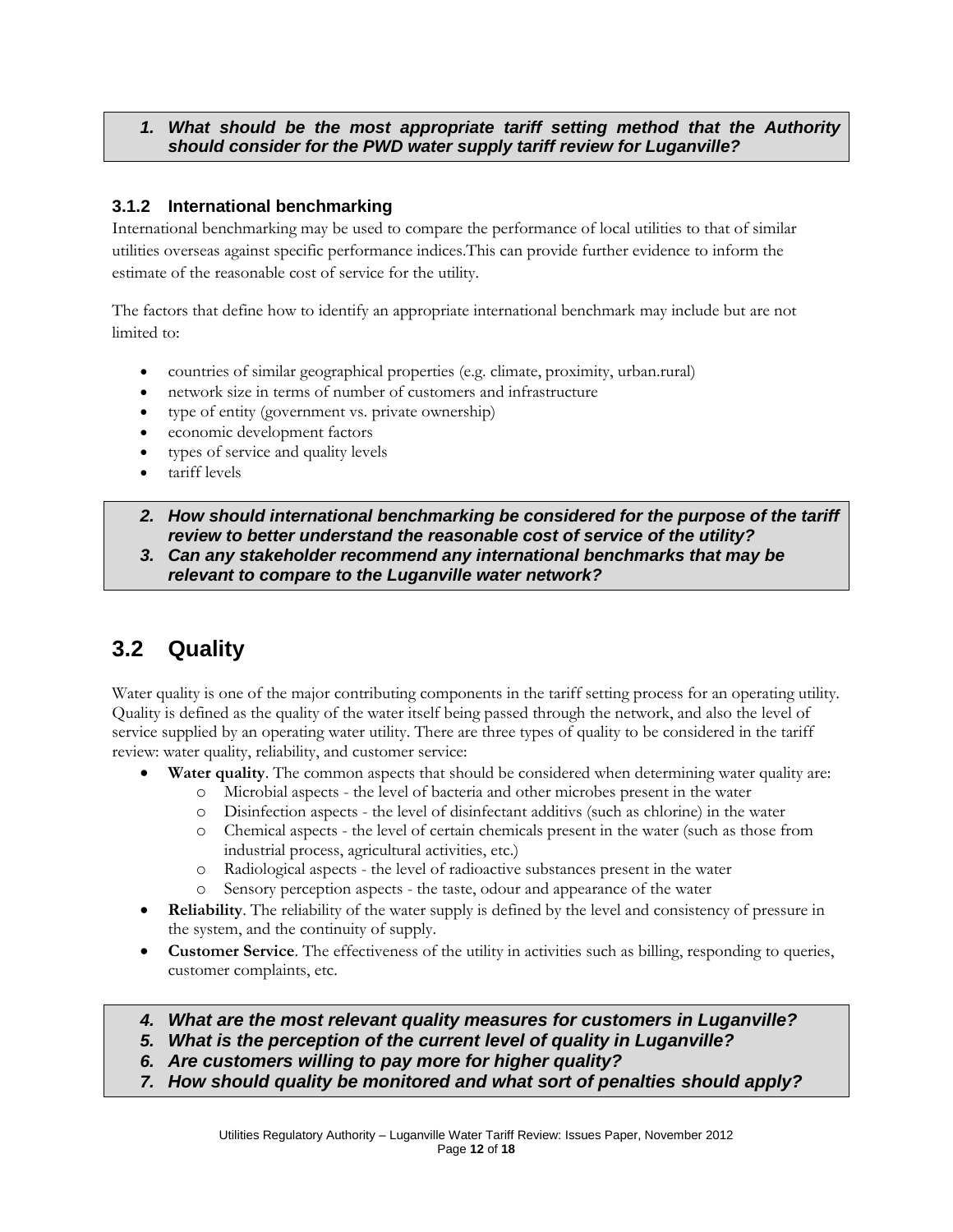> ***1. What should be the most appropriate tariff setting method that the Authority should consider for the PWD water supply tariff review for Luganville?***

### 3.1.2 International benchmarking

International benchmarking may be used to compare the performance of local utilities to that of similar utilities overseas against specific performance indices.This can provide further evidence to inform the estimate of the reasonable cost of service for the utility.

The factors that define how to identify an appropriate international benchmark may include but are not limited to:

- countries of similar geographical properties (e.g. climate, proximity, urban.rural)
- network size in terms of number of customers and infrastructure
- type of entity (government vs. private ownership)
- economic development factors
- types of service and quality levels
- tariff levels

> ***2. How should international benchmarking be considered for the purpose of the tariff review to better understand the reasonable cost of service of the utility?***
> ***3. Can any stakeholder recommend any international benchmarks that may be relevant to compare to the Luganville water network?***

## 3.2 Quality

Water quality is one of the major contributing components in the tariff setting process for an operating utility. Quality is defined as the quality of the water itself being passed through the network, and also the level of service supplied by an operating water utility. There are three types of quality to be considered in the tariff review: water quality, reliability, and customer service:

- **Water quality**. The common aspects that should be considered when determining water quality are:
    - Microbial aspects - the level of bacteria and other microbes present in the water
    - Disinfection aspects - the level of disinfectant additivs (such as chlorine) in the water
    - Chemical aspects - the level of certain chemicals present in the water (such as those from industrial process, agricultural activities, etc.)
    - Radiological aspects - the level of radioactive substances present in the water
    - Sensory perception aspects - the taste, odour and appearance of the water
- **Reliability**. The reliability of the water supply is defined by the level and consistency of pressure in the system, and the continuity of supply.
- **Customer Service**. The effectiveness of the utility in activities such as billing, responding to queries, customer complaints, etc.

> ***4. What are the most relevant quality measures for customers in Luganville?***
> ***5. What is the perception of the current level of quality in Luganville?***
> ***6. Are customers willing to pay more for higher quality?***
> ***7. How should quality be monitored and what sort of penalties should apply?***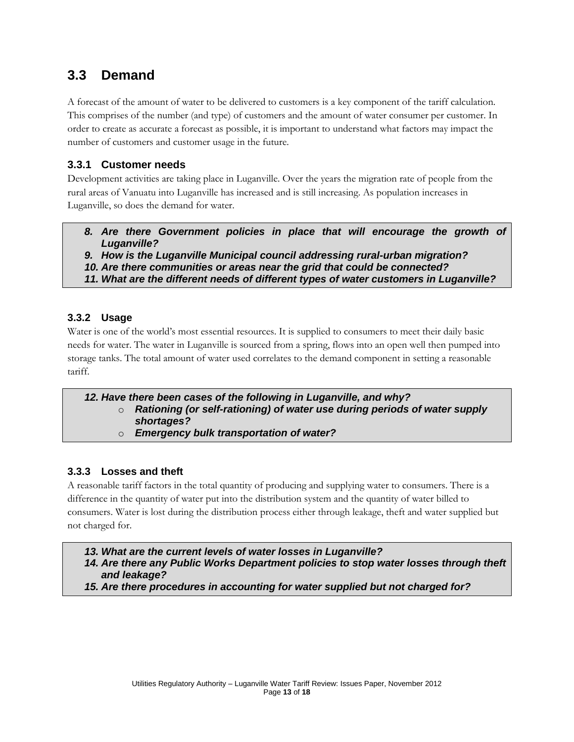## 3.3 Demand

A forecast of the amount of water to be delivered to customers is a key component of the tariff calculation. This comprises of the number (and type) of customers and the amount of water consumer per customer. In order to create as accurate a forecast as possible, it is important to understand what factors may impact the number of customers and customer usage in the future.

### 3.3.1 Customer needs

Development activities are taking place in Luganville. Over the years the migration rate of people from the rural areas of Vanuatu into Luganville has increased and is still increasing. As population increases in Luganville, so does the demand for water.

> ***8. Are there Government policies in place that will encourage the growth of Luganville?***
> ***9. How is the Luganville Municipal council addressing rural-urban migration?***
> ***10. Are there communities or areas near the grid that could be connected?***
> ***11. What are the different needs of different types of water customers in Luganville?***

### 3.3.2 Usage

Water is one of the world's most essential resources. It is supplied to consumers to meet their daily basic needs for water. The water in Luganville is sourced from a spring, flows into an open well then pumped into storage tanks. The total amount of water used correlates to the demand component in setting a reasonable tariff.

> ***12. Have there been cases of the following in Luganville, and why?***
> - ***Rationing (or self-rationing) of water use during periods of water supply shortages?***
> - ***Emergency bulk transportation of water?***

### 3.3.3 Losses and theft

A reasonable tariff factors in the total quantity of producing and supplying water to consumers. There is a difference in the quantity of water put into the distribution system and the quantity of water billed to consumers. Water is lost during the distribution process either through leakage, theft and water supplied but not charged for.

> ***13. What are the current levels of water losses in Luganville?***
> ***14. Are there any Public Works Department policies to stop water losses through theft and leakage?***
> ***15. Are there procedures in accounting for water supplied but not charged for?***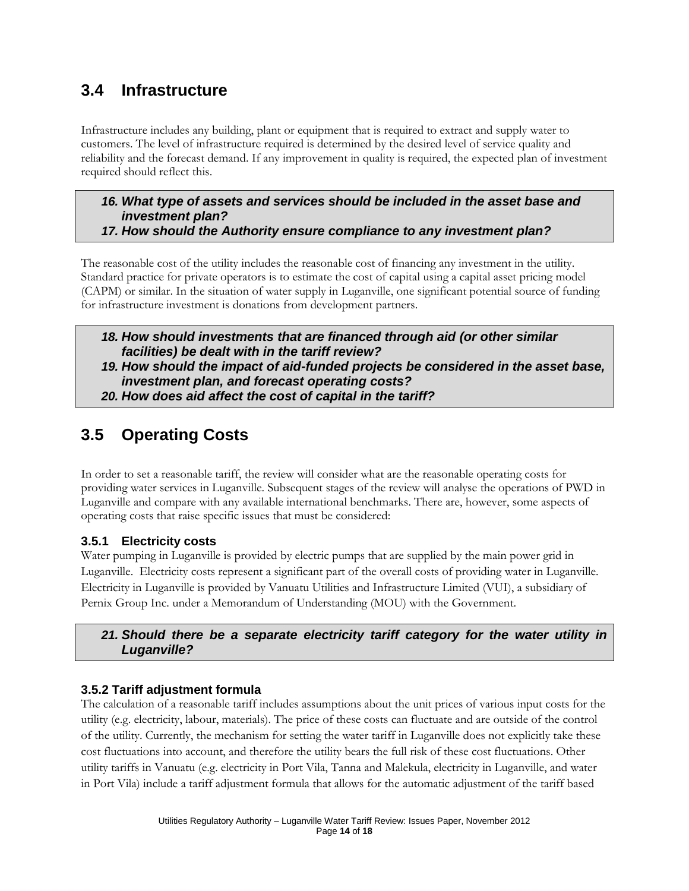## 3.4 Infrastructure

Infrastructure includes any building, plant or equipment that is required to extract and supply water to customers. The level of infrastructure required is determined by the desired level of service quality and reliability and the forecast demand. If any improvement in quality is required, the expected plan of investment required should reflect this.

> ***16. What type of assets and services should be included in the asset base and investment plan?***
> ***17. How should the Authority ensure compliance to any investment plan?***

The reasonable cost of the utility includes the reasonable cost of financing any investment in the utility. Standard practice for private operators is to estimate the cost of capital using a capital asset pricing model (CAPM) or similar. In the situation of water supply in Luganville, one significant potential source of funding for infrastructure investment is donations from development partners.

> ***18. How should investments that are financed through aid (or other similar facilities) be dealt with in the tariff review?***
> ***19. How should the impact of aid-funded projects be considered in the asset base, investment plan, and forecast operating costs?***
> ***20. How does aid affect the cost of capital in the tariff?***

## 3.5 Operating Costs

In order to set a reasonable tariff, the review will consider what are the reasonable operating costs for providing water services in Luganville. Subsequent stages of the review will analyse the operations of PWD in Luganville and compare with any available international benchmarks. There are, however, some aspects of operating costs that raise specific issues that must be considered:

### 3.5.1 Electricity costs

Water pumping in Luganville is provided by electric pumps that are supplied by the main power grid in Luganville. Electricity costs represent a significant part of the overall costs of providing water in Luganville. Electricity in Luganville is provided by Vanuatu Utilities and Infrastructure Limited (VUI), a subsidiary of Pernix Group Inc. under a Memorandum of Understanding (MOU) with the Government.

> ***21. Should there be a separate electricity tariff category for the water utility in Luganville?***

### 3.5.2 Tariff adjustment formula

The calculation of a reasonable tariff includes assumptions about the unit prices of various input costs for the utility (e.g. electricity, labour, materials). The price of these costs can fluctuate and are outside of the control of the utility. Currently, the mechanism for setting the water tariff in Luganville does not explicitly take these cost fluctuations into account, and therefore the utility bears the full risk of these cost fluctuations. Other utility tariffs in Vanuatu (e.g. electricity in Port Vila, Tanna and Malekula, electricity in Luganville, and water in Port Vila) include a tariff adjustment formula that allows for the automatic adjustment of the tariff based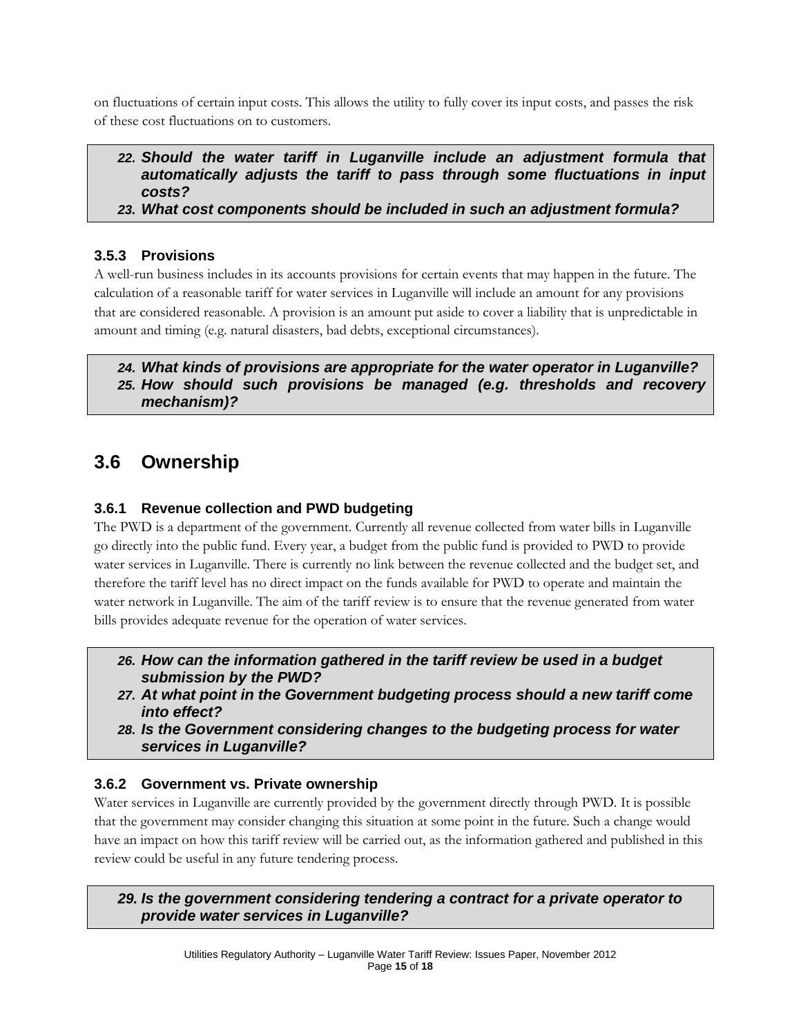on fluctuations of certain input costs. This allows the utility to fully cover its input costs, and passes the risk of these cost fluctuations on to customers.

> ***22. Should the water tariff in Luganville include an adjustment formula that automatically adjusts the tariff to pass through some fluctuations in input costs?***
> ***23. What cost components should be included in such an adjustment formula?***

### 3.5.3 Provisions

A well-run business includes in its accounts provisions for certain events that may happen in the future. The calculation of a reasonable tariff for water services in Luganville will include an amount for any provisions that are considered reasonable. A provision is an amount put aside to cover a liability that is unpredictable in amount and timing (e.g. natural disasters, bad debts, exceptional circumstances).

> ***24. What kinds of provisions are appropriate for the water operator in Luganville?***
> ***25. How should such provisions be managed (e.g. thresholds and recovery mechanism)?***

## 3.6 Ownership

### 3.6.1 Revenue collection and PWD budgeting

The PWD is a department of the government. Currently all revenue collected from water bills in Luganville go directly into the public fund. Every year, a budget from the public fund is provided to PWD to provide water services in Luganville. There is currently no link between the revenue collected and the budget set, and therefore the tariff level has no direct impact on the funds available for PWD to operate and maintain the water network in Luganville. The aim of the tariff review is to ensure that the revenue generated from water bills provides adequate revenue for the operation of water services.

> ***26. How can the information gathered in the tariff review be used in a budget submission by the PWD?***
> ***27. At what point in the Government budgeting process should a new tariff come into effect?***
> ***28. Is the Government considering changes to the budgeting process for water services in Luganville?***

### 3.6.2 Government vs. Private ownership

Water services in Luganville are currently provided by the government directly through PWD. It is possible that the government may consider changing this situation at some point in the future. Such a change would have an impact on how this tariff review will be carried out, as the information gathered and published in this review could be useful in any future tendering process.

> ***29. Is the government considering tendering a contract for a private operator to provide water services in Luganville?***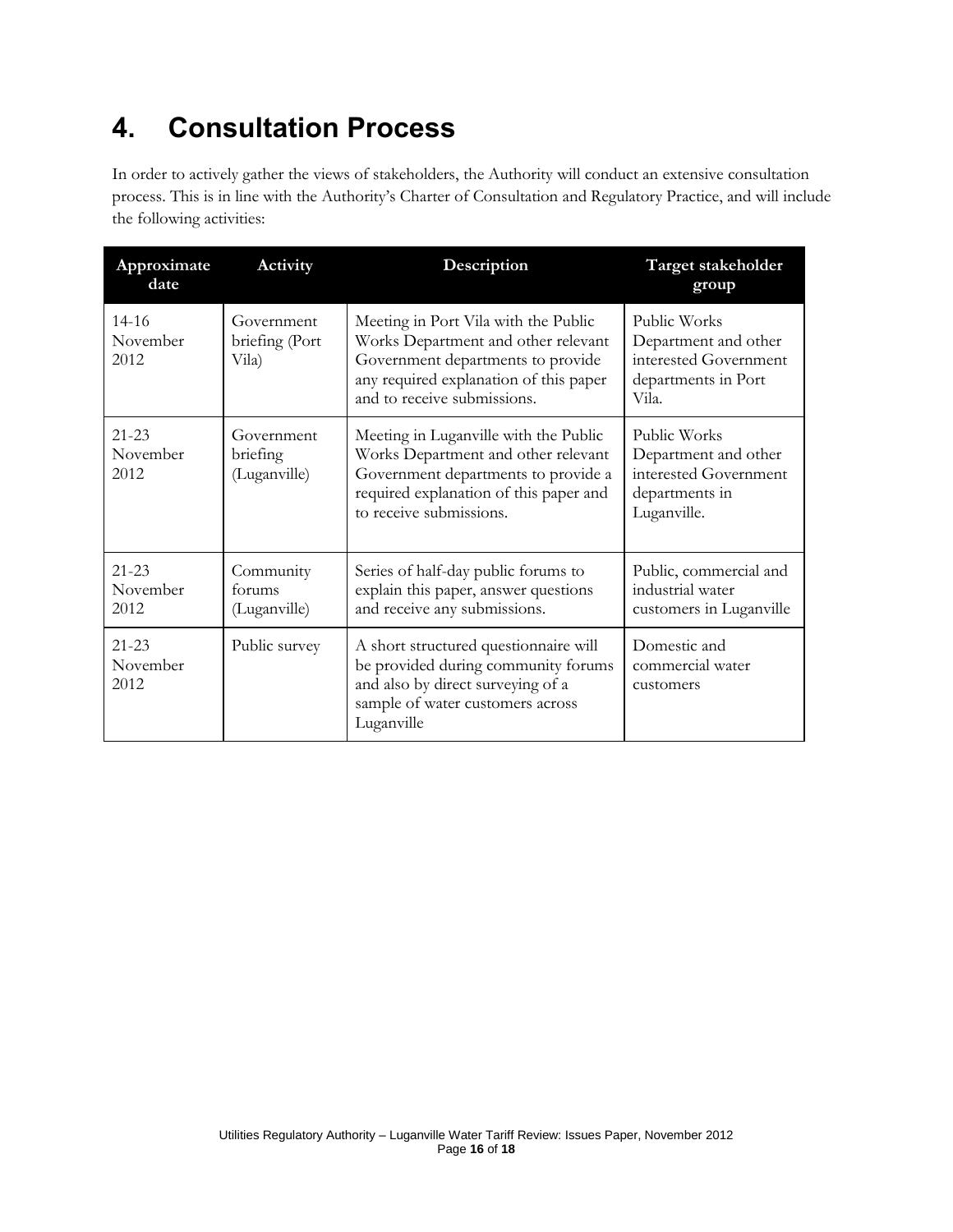# 4. Consultation Process

In order to actively gather the views of stakeholders, the Authority will conduct an extensive consultation process. This is in line with the Authority's Charter of Consultation and Regulatory Practice, and will include the following activities:

| Approximate date | Activity | Description | Target stakeholder group |
|---|---|---|---|
| 14-16 November 2012 | Government briefing (Port Vila) | Meeting in Port Vila with the Public Works Department and other relevant Government departments to provide any required explanation of this paper and to receive submissions. | Public Works Department and other interested Government departments in Port Vila. |
| 21-23 November 2012 | Government briefing (Luganville) | Meeting in Luganville with the Public Works Department and other relevant Government departments to provide a required explanation of this paper and to receive submissions. | Public Works Department and other interested Government departments in Luganville. |
| 21-23 November 2012 | Community forums (Luganville) | Series of half-day public forums to explain this paper, answer questions and receive any submissions. | Public, commercial and industrial water customers in Luganville |
| 21-23 November 2012 | Public survey | A short structured questionnaire will be provided during community forums and also by direct surveying of a sample of water customers across Luganville | Domestic and commercial water customers |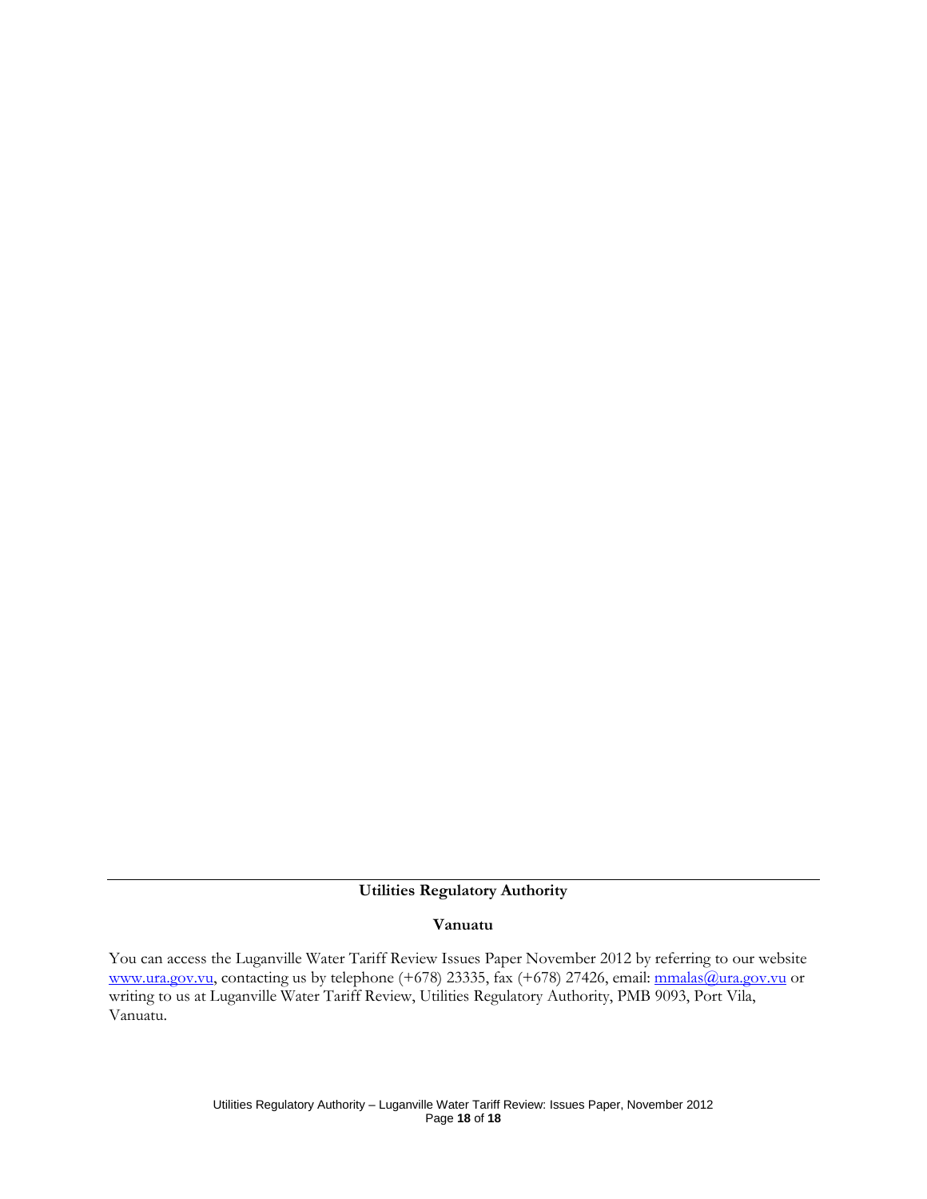**Utilities Regulatory Authority**

**Vanuatu**

You can access the Luganville Water Tariff Review Issues Paper November 2012 by referring to our website www.ura.gov.vu, contacting us by telephone (+678) 23335, fax (+678) 27426, email: mmalas@ura.gov.vu or writing to us at Luganville Water Tariff Review, Utilities Regulatory Authority, PMB 9093, Port Vila, Vanuatu.